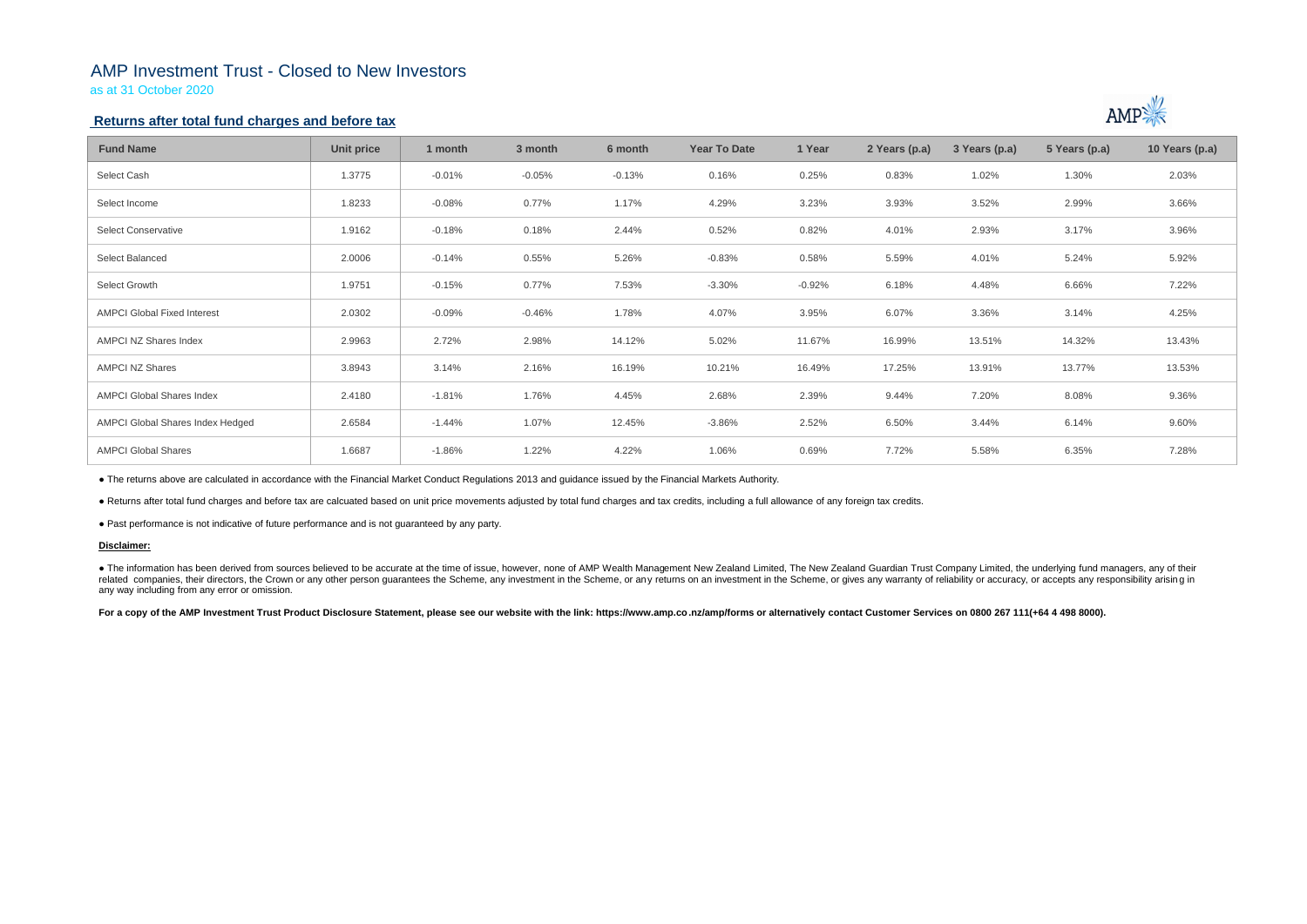# AMP Investment Trust - Closed to New Investors

as at 31 October 2020

## Returns after total fund charges and before tax

| Fund Name | Unit price | 1 month | 3 month | 6 month | Year To Date | 1 Year | 2 Years (p.a) | 3 Years (p.a) | 5 Years (p.a) | 10 Years (p.a) |
|---|---|---|---|---|---|---|---|---|---|---|
| Select Cash | 1.3775 | -0.01% | -0.05% | -0.13% | 0.16% | 0.25% | 0.83% | 1.02% | 1.30% | 2.03% |
| Select Income | 1.8233 | -0.08% | 0.77% | 1.17% | 4.29% | 3.23% | 3.93% | 3.52% | 2.99% | 3.66% |
| Select Conservative | 1.9162 | -0.18% | 0.18% | 2.44% | 0.52% | 0.82% | 4.01% | 2.93% | 3.17% | 3.96% |
| Select Balanced | 2.0006 | -0.14% | 0.55% | 5.26% | -0.83% | 0.58% | 5.59% | 4.01% | 5.24% | 5.92% |
| Select Growth | 1.9751 | -0.15% | 0.77% | 7.53% | -3.30% | -0.92% | 6.18% | 4.48% | 6.66% | 7.22% |
| AMPCI Global Fixed Interest | 2.0302 | -0.09% | -0.46% | 1.78% | 4.07% | 3.95% | 6.07% | 3.36% | 3.14% | 4.25% |
| AMPCI NZ Shares Index | 2.9963 | 2.72% | 2.98% | 14.12% | 5.02% | 11.67% | 16.99% | 13.51% | 14.32% | 13.43% |
| AMPCI NZ Shares | 3.8943 | 3.14% | 2.16% | 16.19% | 10.21% | 16.49% | 17.25% | 13.91% | 13.77% | 13.53% |
| AMPCI Global Shares Index | 2.4180 | -1.81% | 1.76% | 4.45% | 2.68% | 2.39% | 9.44% | 7.20% | 8.08% | 9.36% |
| AMPCI Global Shares Index Hedged | 2.6584 | -1.44% | 1.07% | 12.45% | -3.86% | 2.52% | 6.50% | 3.44% | 6.14% | 9.60% |
| AMPCI Global Shares | 1.6687 | -1.86% | 1.22% | 4.22% | 1.06% | 0.69% | 7.72% | 5.58% | 6.35% | 7.28% |

- The returns above are calculated in accordance with the Financial Market Conduct Regulations 2013 and guidance issued by the Financial Markets Authority.
- Returns after total fund charges and before tax are calcuated based on unit price movements adjusted by total fund charges and tax credits, including a full allowance of any foreign tax credits.
- Past performance is not indicative of future performance and is not guaranteed by any party.

**Disclaimer:**

- The information has been derived from sources believed to be accurate at the time of issue, however, none of AMP Wealth Management New Zealand Limited, The New Zealand Guardian Trust Company Limited, the underlying fund managers, any of their related companies, their directors, the Crown or any other person guarantees the Scheme, any investment in the Scheme, or any returns on an investment in the Scheme, or gives any warranty of reliability or accuracy, or accepts any responsibility arising in any way including from any error or omission.

**For a copy of the AMP Investment Trust Product Disclosure Statement, please see our website with the link: https://www.amp.co.nz/amp/forms or alternatively contact Customer Services on 0800 267 111(+64 4 498 8000).**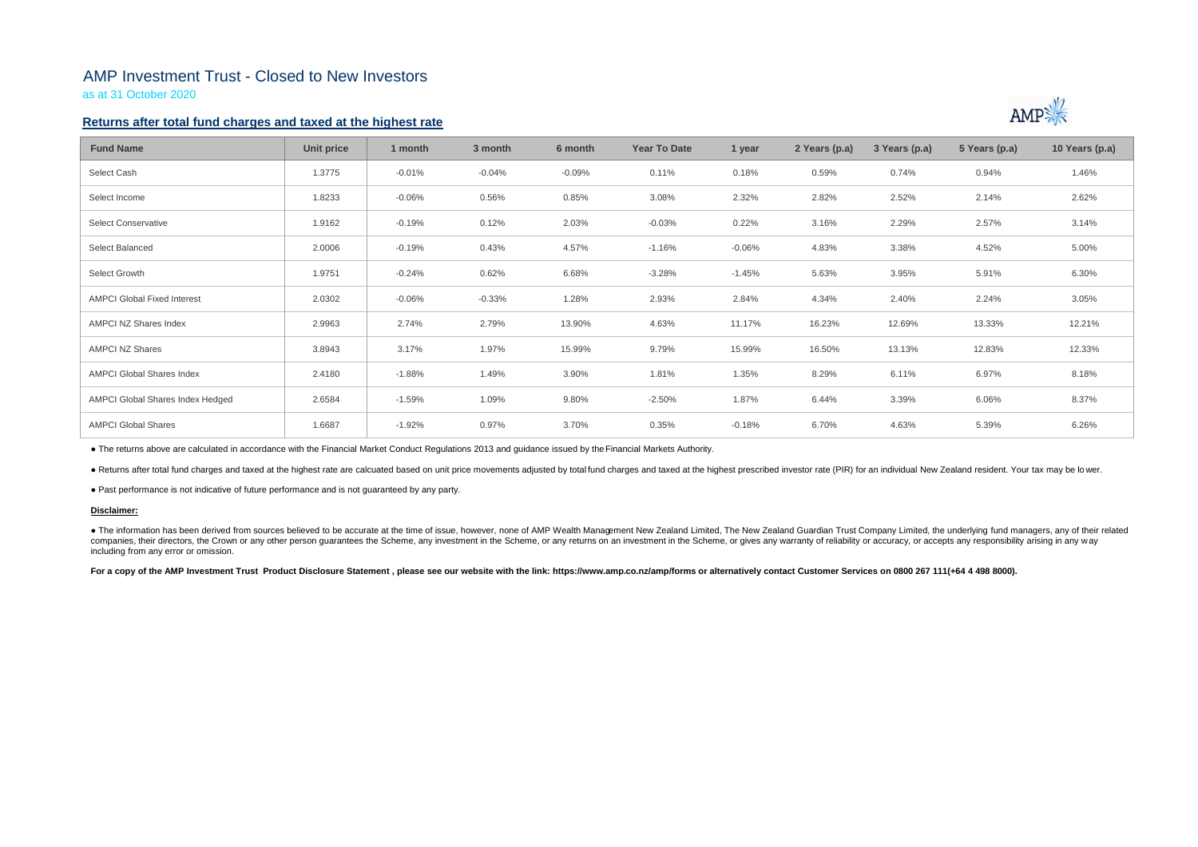# AMP Investment Trust - Closed to New Investors

as at 31 October 2020

## Returns after total fund charges and taxed at the highest rate

| Fund Name | Unit price | 1 month | 3 month | 6 month | Year To Date | 1 year | 2 Years (p.a) | 3 Years (p.a) | 5 Years (p.a) | 10 Years (p.a) |
|---|---|---|---|---|---|---|---|---|---|---|
| Select Cash | 1.3775 | -0.01% | -0.04% | -0.09% | 0.11% | 0.18% | 0.59% | 0.74% | 0.94% | 1.46% |
| Select Income | 1.8233 | -0.06% | 0.56% | 0.85% | 3.08% | 2.32% | 2.82% | 2.52% | 2.14% | 2.62% |
| Select Conservative | 1.9162 | -0.19% | 0.12% | 2.03% | -0.03% | 0.22% | 3.16% | 2.29% | 2.57% | 3.14% |
| Select Balanced | 2.0006 | -0.19% | 0.43% | 4.57% | -1.16% | -0.06% | 4.83% | 3.38% | 4.52% | 5.00% |
| Select Growth | 1.9751 | -0.24% | 0.62% | 6.68% | -3.28% | -1.45% | 5.63% | 3.95% | 5.91% | 6.30% |
| AMPCI Global Fixed Interest | 2.0302 | -0.06% | -0.33% | 1.28% | 2.93% | 2.84% | 4.34% | 2.40% | 2.24% | 3.05% |
| AMPCI NZ Shares Index | 2.9963 | 2.74% | 2.79% | 13.90% | 4.63% | 11.17% | 16.23% | 12.69% | 13.33% | 12.21% |
| AMPCI NZ Shares | 3.8943 | 3.17% | 1.97% | 15.99% | 9.79% | 15.99% | 16.50% | 13.13% | 12.83% | 12.33% |
| AMPCI Global Shares Index | 2.4180 | -1.88% | 1.49% | 3.90% | 1.81% | 1.35% | 8.29% | 6.11% | 6.97% | 8.18% |
| AMPCI Global Shares Index Hedged | 2.6584 | -1.59% | 1.09% | 9.80% | -2.50% | 1.87% | 6.44% | 3.39% | 6.06% | 8.37% |
| AMPCI Global Shares | 1.6687 | -1.92% | 0.97% | 3.70% | 0.35% | -0.18% | 6.70% | 4.63% | 5.39% | 6.26% |

● The returns above are calculated in accordance with the Financial Market Conduct Regulations 2013 and guidance issued by the Financial Markets Authority.

● Returns after total fund charges and taxed at the highest rate are calcuated based on unit price movements adjusted by total fund charges and taxed at the highest prescribed investor rate (PIR) for an individual New Zealand resident. Your tax may be lower.

● Past performance is not indicative of future performance and is not guaranteed by any party.

**Disclaimer:**

● The information has been derived from sources believed to be accurate at the time of issue, however, none of AMP Wealth Management New Zealand Limited, The New Zealand Guardian Trust Company Limited, the underlying fund managers, any of their related companies, their directors, the Crown or any other person guarantees the Scheme, any investment in the Scheme, or any returns on an investment in the Scheme, or gives any warranty of reliability or accuracy, or accepts any responsibility arising in any way including from any error or omission.

**For a copy of the AMP Investment Trust Product Disclosure Statement , please see our website with the link: https://www.amp.co.nz/amp/forms or alternatively contact Customer Services on 0800 267 111(+64 4 498 8000).**